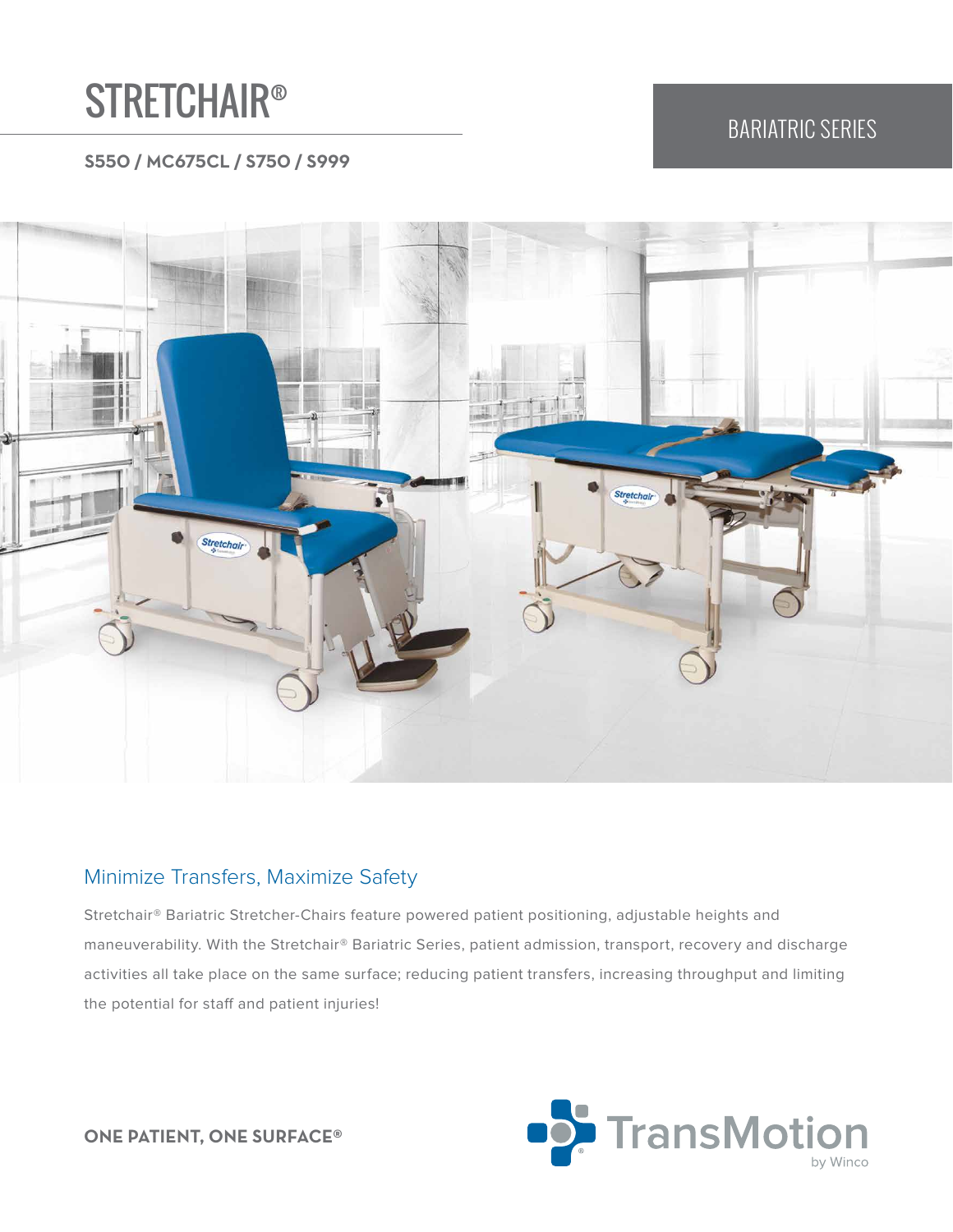# STRETCHAIR®

**S550 / MC675CL / S750 / S999**

BARIATRIC SERIES

## Minimize Transfers, Maximize Safety

Stretchair® Bariatric Stretcher-Chairs feature powered patient positioning, adjustable heights and maneuverability. With the Stretchair® Bariatric Series, patient admission, transport, recovery and discharge activities all take place on the same surface; reducing patient transfers, increasing throughput and limiting the potential for staff and patient injuries!

**ONE PATIENT, ONE SURFACE®**

TransMotion by Winco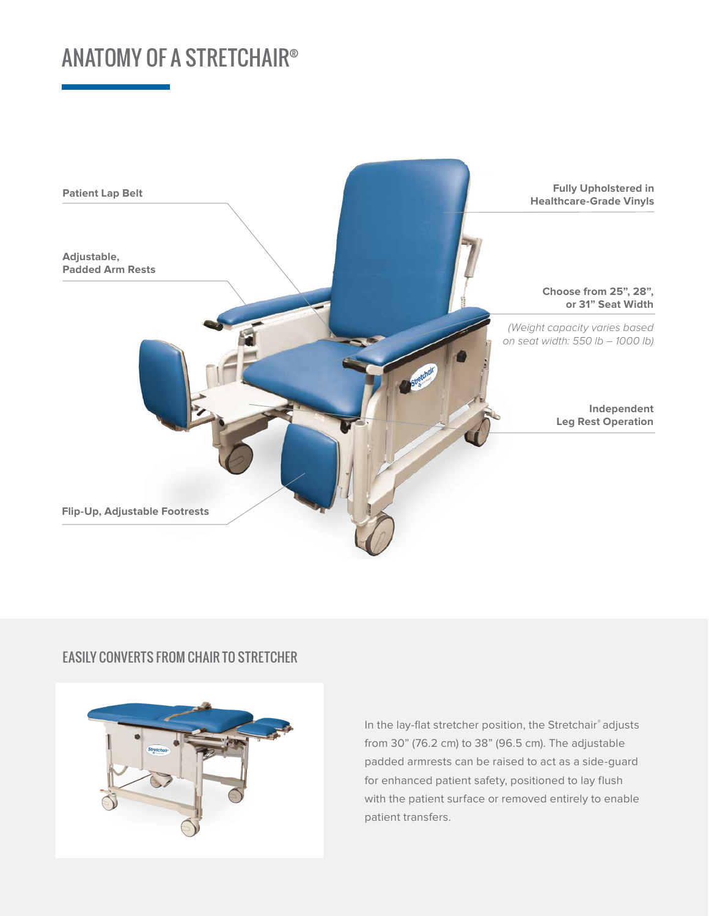# ANATOMY OF A STRETCHAIR®

**Patient Lap Belt**

**Adjustable, Padded Arm Rests**

**Flip-Up, Adjustable Footrests**

**Fully Upholstered in Healthcare-Grade Vinyls**

**Choose from 25", 28", or 31" Seat Width**

*(Weight capacity varies based on seat width: 550 lb – 1000 lb)*

**Independent Leg Rest Operation**

## EASILY CONVERTS FROM CHAIR TO STRETCHER

In the lay-flat stretcher position, the Stretchair® adjusts from 30" (76.2 cm) to 38" (96.5 cm). The adjustable padded armrests can be raised to act as a side-guard for enhanced patient safety, positioned to lay flush with the patient surface or removed entirely to enable patient transfers.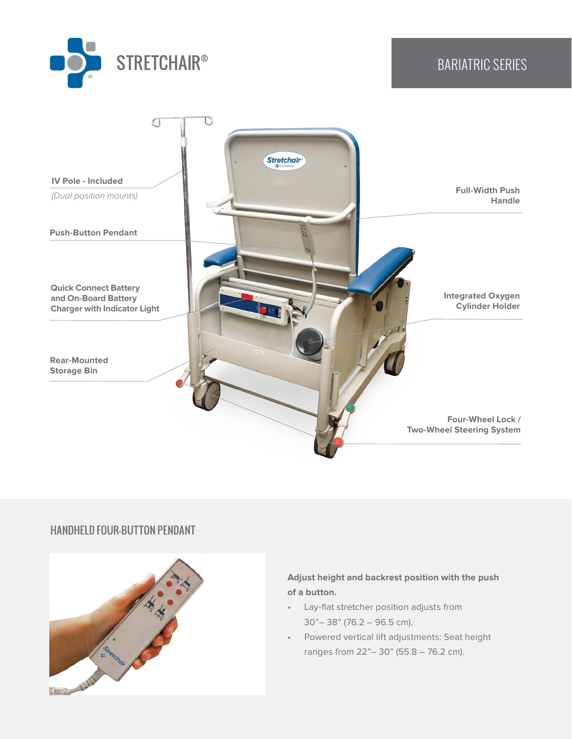STRETCHAIR®

BARIATRIC SERIES

IV Pole - Included

*(Dual position mounts)*

Push-Button Pendant

Quick Connect Battery and On-Board Battery Charger with Indicator Light

Rear-Mounted Storage Bin

Full-Width Push Handle

Integrated Oxygen Cylinder Holder

Four-Wheel Lock / Two-Wheel Steering System

## HANDHELD FOUR-BUTTON PENDANT

**Adjust height and backrest position with the push of a button.**

- Lay-flat stretcher position adjusts from 30”– 38” (76.2 – 96.5 cm).
- Powered vertical lift adjustments: Seat height ranges from 22”– 30” (55.8 – 76.2 cm).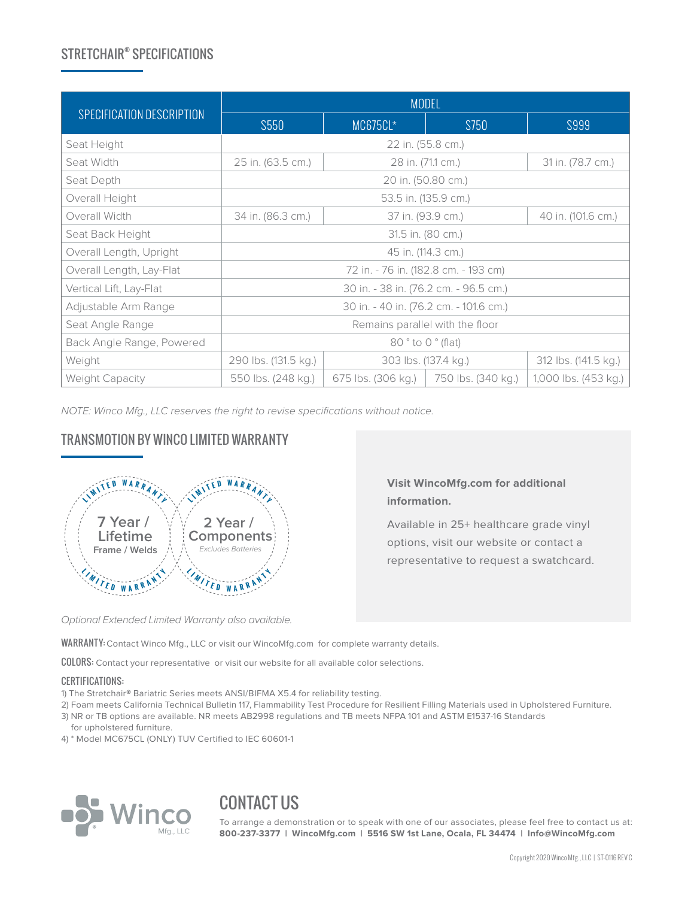## STRETCHAIR® SPECIFICATIONS

| SPECIFICATION DESCRIPTION | MODEL | | | |
|---|---|---|---|---|
| | S550 | MC675CL* | S750 | S999 |
| Seat Height | 22 in. (55.8 cm.) | | | |
| Seat Width | 25 in. (63.5 cm.) | 28 in. (71.1 cm.) | | 31 in. (78.7 cm.) |
| Seat Depth | 20 in. (50.80 cm.) | | | |
| Overall Height | 53.5 in. (135.9 cm.) | | | |
| Overall Width | 34 in. (86.3 cm.) | 37 in. (93.9 cm.) | | 40 in. (101.6 cm.) |
| Seat Back Height | 31.5 in. (80 cm.) | | | |
| Overall Length, Upright | 45 in. (114.3 cm.) | | | |
| Overall Length, Lay-Flat | 72 in. - 76 in. (182.8 cm. - 193 cm) | | | |
| Vertical Lift, Lay-Flat | 30 in. - 38 in. (76.2 cm. - 96.5 cm.) | | | |
| Adjustable Arm Range | 30 in. - 40 in. (76.2 cm. - 101.6 cm.) | | | |
| Seat Angle Range | Remains parallel with the floor | | | |
| Back Angle Range, Powered | 80 ° to 0 ° (flat) | | | |
| Weight | 290 lbs. (131.5 kg.) | 303 lbs. (137.4 kg.) | | 312 lbs. (141.5 kg.) |
| Weight Capacity | 550 lbs. (248 kg.) | 675 lbs. (306 kg.) | 750 lbs. (340 kg.) | 1,000 lbs. (453 kg.) |

*NOTE: Winco Mfg., LLC reserves the right to revise specifications without notice.*

## TRANSMOTION BY WINCO LIMITED WARRANTY

LIMITED WARRANTY
7 Year / Lifetime
Frame / Welds
LIMITED WARRANTY

LIMITED WARRANTY
2 Year / Components
Excludes Batteries
LIMITED WARRANTY

*Optional Extended Limited Warranty also available.*

**Visit WincoMfg.com for additional information.**

Available in 25+ healthcare grade vinyl options, visit our website or contact a representative to request a swatchcard.

**WARRANTY:** Contact Winco Mfg., LLC or visit our WincoMfg.com for complete warranty details.

**COLORS:** Contact your representative or visit our website for all available color selections.

**CERTIFICATIONS:**

1) The Stretchair® Bariatric Series meets ANSI/BIFMA X5.4 for reliability testing.
2) Foam meets California Technical Bulletin 117, Flammability Test Procedure for Resilient Filling Materials used in Upholstered Furniture.
3) NR or TB options are available. NR meets AB2998 regulations and TB meets NFPA 101 and ASTM E1537-16 Standards for upholstered furniture.
4) * Model MC675CL (ONLY) TUV Certified to IEC 60601-1

Winco Mfg., LLC

## CONTACT US

To arrange a demonstration or to speak with one of our associates, please feel free to contact us at:
**800-237-3377 | WincoMfg.com | 5516 SW 1st Lane, Ocala, FL 34474 | Info@WincoMfg.com**

Copyright 2020 Winco Mfg., LLC | ST-0116 REV C